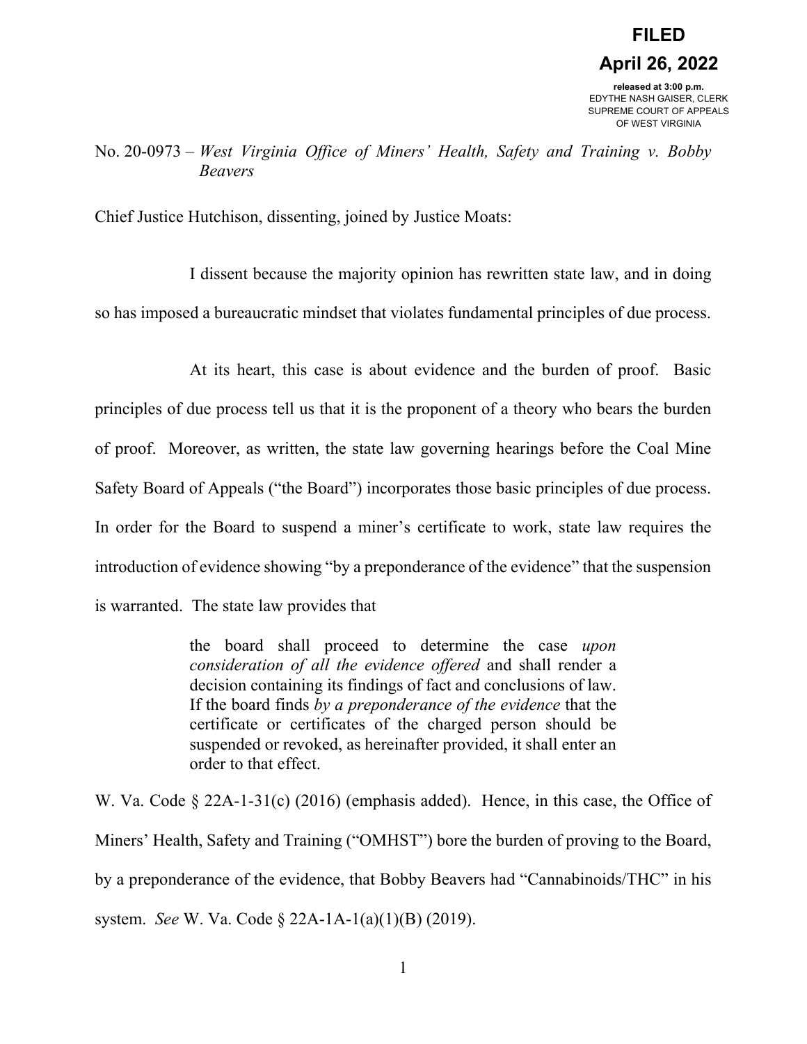**FILED**
**April 26, 2022**
**released at 3:00 p.m.**
EDYTHE NASH GAISER, CLERK
SUPREME COURT OF APPEALS
OF WEST VIRGINIA

No. 20-0973 – *West Virginia Office of Miners' Health, Safety and Training v. Bobby Beavers*

Chief Justice Hutchison, dissenting, joined by Justice Moats:

I dissent because the majority opinion has rewritten state law, and in doing so has imposed a bureaucratic mindset that violates fundamental principles of due process.

At its heart, this case is about evidence and the burden of proof. Basic principles of due process tell us that it is the proponent of a theory who bears the burden of proof. Moreover, as written, the state law governing hearings before the Coal Mine Safety Board of Appeals ("the Board") incorporates those basic principles of due process. In order for the Board to suspend a miner's certificate to work, state law requires the introduction of evidence showing "by a preponderance of the evidence" that the suspension is warranted. The state law provides that

> the board shall proceed to determine the case *upon consideration of all the evidence offered* and shall render a decision containing its findings of fact and conclusions of law. If the board finds *by a preponderance of the evidence* that the certificate or certificates of the charged person should be suspended or revoked, as hereinafter provided, it shall enter an order to that effect.

W. Va. Code § 22A-1-31(c) (2016) (emphasis added). Hence, in this case, the Office of Miners' Health, Safety and Training ("OMHST") bore the burden of proving to the Board, by a preponderance of the evidence, that Bobby Beavers had "Cannabinoids/THC" in his system. *See* W. Va. Code § 22A-1A-1(a)(1)(B) (2019).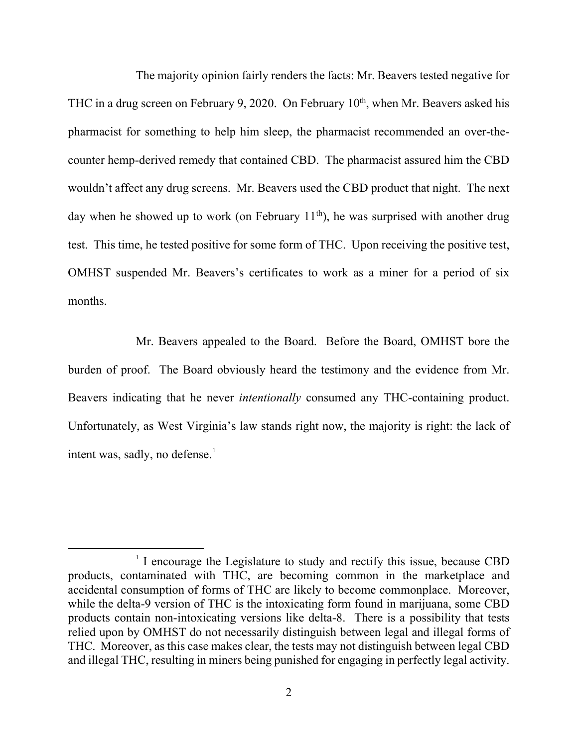The majority opinion fairly renders the facts: Mr. Beavers tested negative for THC in a drug screen on February 9, 2020. On February 10th, when Mr. Beavers asked his pharmacist for something to help him sleep, the pharmacist recommended an over-the-counter hemp-derived remedy that contained CBD. The pharmacist assured him the CBD wouldn't affect any drug screens. Mr. Beavers used the CBD product that night. The next day when he showed up to work (on February 11th), he was surprised with another drug test. This time, he tested positive for some form of THC. Upon receiving the positive test, OMHST suspended Mr. Beavers's certificates to work as a miner for a period of six months.

Mr. Beavers appealed to the Board. Before the Board, OMHST bore the burden of proof. The Board obviously heard the testimony and the evidence from Mr. Beavers indicating that he never *intentionally* consumed any THC-containing product. Unfortunately, as West Virginia's law stands right now, the majority is right: the lack of intent was, sadly, no defense.[1]

---

[1] I encourage the Legislature to study and rectify this issue, because CBD products, contaminated with THC, are becoming common in the marketplace and accidental consumption of forms of THC are likely to become commonplace. Moreover, while the delta-9 version of THC is the intoxicating form found in marijuana, some CBD products contain non-intoxicating versions like delta-8. There is a possibility that tests relied upon by OMHST do not necessarily distinguish between legal and illegal forms of THC. Moreover, as this case makes clear, the tests may not distinguish between legal CBD and illegal THC, resulting in miners being punished for engaging in perfectly legal activity.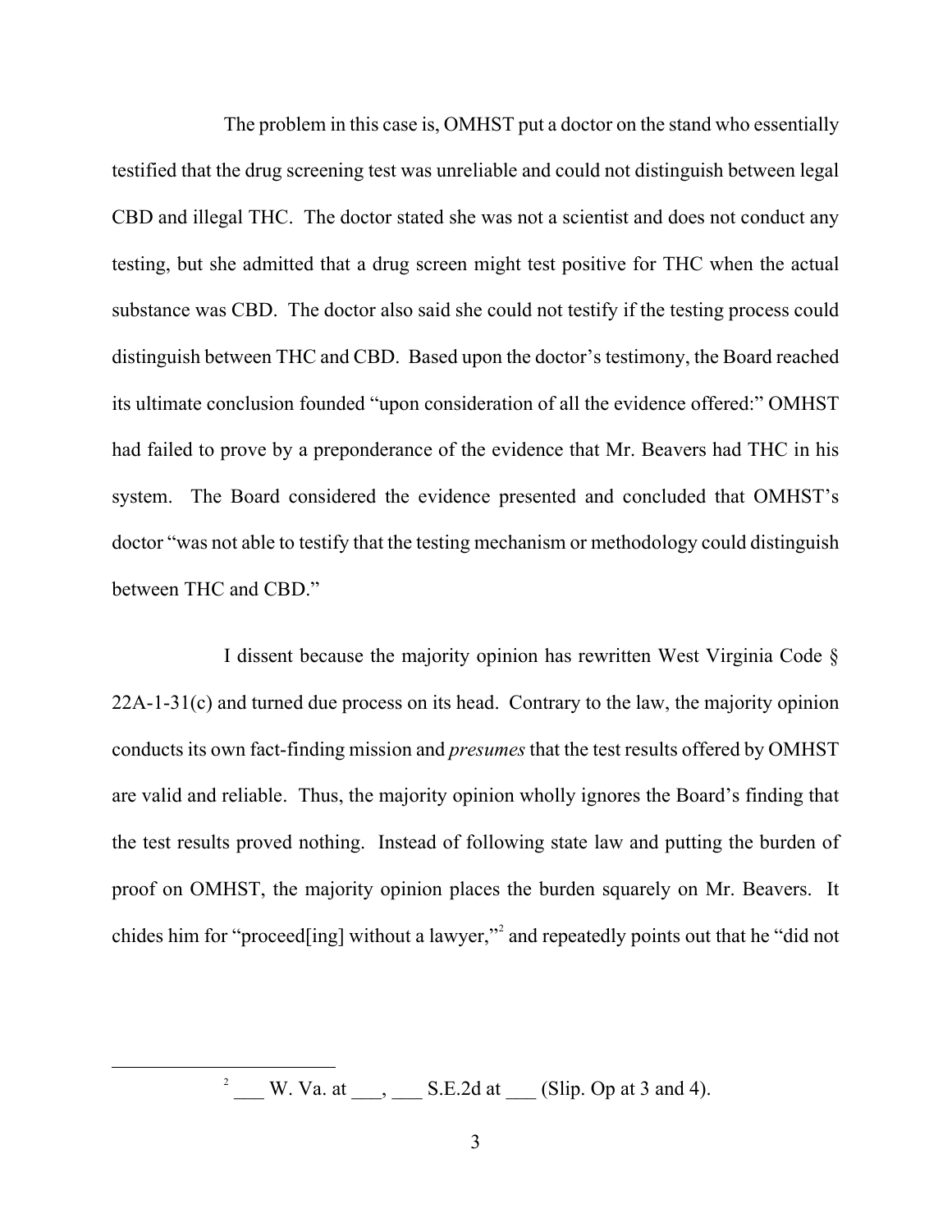The problem in this case is, OMHST put a doctor on the stand who essentially testified that the drug screening test was unreliable and could not distinguish between legal CBD and illegal THC. The doctor stated she was not a scientist and does not conduct any testing, but she admitted that a drug screen might test positive for THC when the actual substance was CBD. The doctor also said she could not testify if the testing process could distinguish between THC and CBD. Based upon the doctor's testimony, the Board reached its ultimate conclusion founded "upon consideration of all the evidence offered:" OMHST had failed to prove by a preponderance of the evidence that Mr. Beavers had THC in his system. The Board considered the evidence presented and concluded that OMHST's doctor "was not able to testify that the testing mechanism or methodology could distinguish between THC and CBD."

I dissent because the majority opinion has rewritten West Virginia Code § 22A-1-31(c) and turned due process on its head. Contrary to the law, the majority opinion conducts its own fact-finding mission and *presumes* that the test results offered by OMHST are valid and reliable. Thus, the majority opinion wholly ignores the Board's finding that the test results proved nothing. Instead of following state law and putting the burden of proof on OMHST, the majority opinion places the burden squarely on Mr. Beavers. It chides him for "proceed[ing] without a lawyer,"[2] and repeatedly points out that he "did not

---

[2] ___ W. Va. at ___, ___ S.E.2d at ___ (Slip. Op at 3 and 4).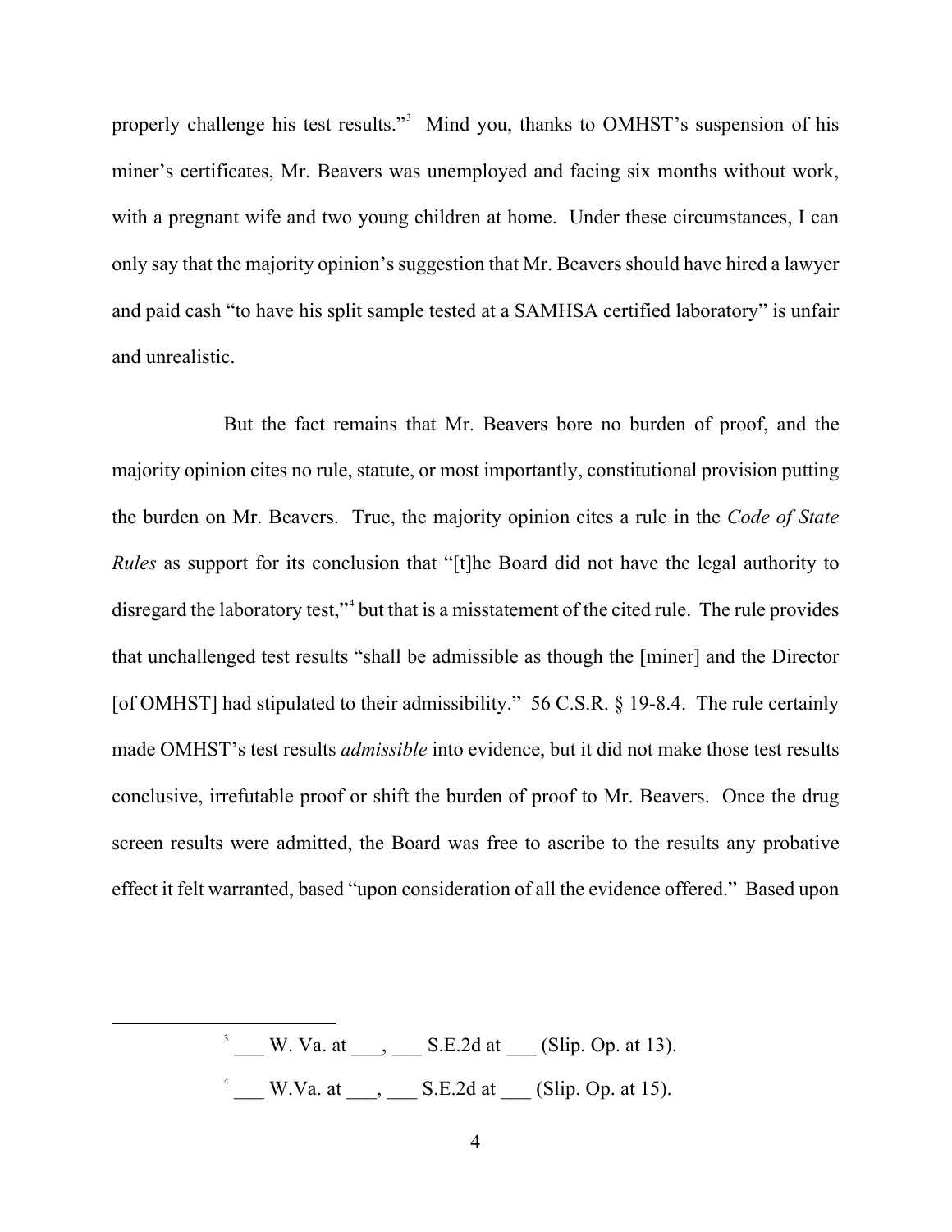properly challenge his test results."[3] Mind you, thanks to OMHST's suspension of his miner's certificates, Mr. Beavers was unemployed and facing six months without work, with a pregnant wife and two young children at home. Under these circumstances, I can only say that the majority opinion's suggestion that Mr. Beavers should have hired a lawyer and paid cash "to have his split sample tested at a SAMHSA certified laboratory" is unfair and unrealistic.

But the fact remains that Mr. Beavers bore no burden of proof, and the majority opinion cites no rule, statute, or most importantly, constitutional provision putting the burden on Mr. Beavers. True, the majority opinion cites a rule in the *Code of State Rules* as support for its conclusion that "[t]he Board did not have the legal authority to disregard the laboratory test,"[4] but that is a misstatement of the cited rule. The rule provides that unchallenged test results "shall be admissible as though the [miner] and the Director [of OMHST] had stipulated to their admissibility." 56 C.S.R. § 19-8.4. The rule certainly made OMHST's test results *admissible* into evidence, but it did not make those test results conclusive, irrefutable proof or shift the burden of proof to Mr. Beavers. Once the drug screen results were admitted, the Board was free to ascribe to the results any probative effect it felt warranted, based "upon consideration of all the evidence offered." Based upon

---

[3] ___ W. Va. at ___, ___ S.E.2d at ___ (Slip. Op. at 13).

[4] ___ W.Va. at ___, ___ S.E.2d at ___ (Slip. Op. at 15).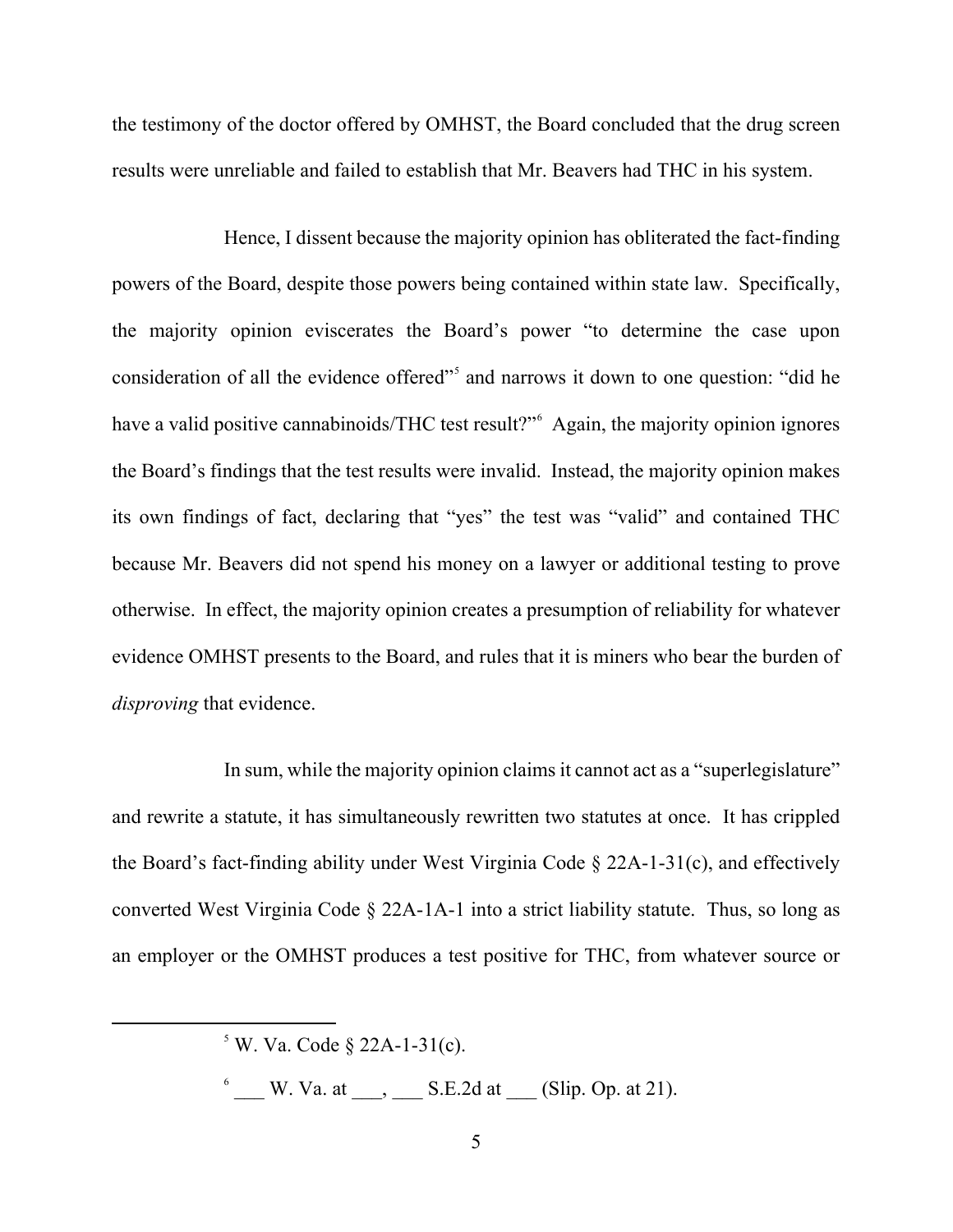the testimony of the doctor offered by OMHST, the Board concluded that the drug screen results were unreliable and failed to establish that Mr. Beavers had THC in his system.

Hence, I dissent because the majority opinion has obliterated the fact-finding powers of the Board, despite those powers being contained within state law. Specifically, the majority opinion eviscerates the Board's power "to determine the case upon consideration of all the evidence offered"[5] and narrows it down to one question: "did he have a valid positive cannabinoids/THC test result?"[6] Again, the majority opinion ignores the Board's findings that the test results were invalid. Instead, the majority opinion makes its own findings of fact, declaring that "yes" the test was "valid" and contained THC because Mr. Beavers did not spend his money on a lawyer or additional testing to prove otherwise. In effect, the majority opinion creates a presumption of reliability for whatever evidence OMHST presents to the Board, and rules that it is miners who bear the burden of *disproving* that evidence.

In sum, while the majority opinion claims it cannot act as a "superlegislature" and rewrite a statute, it has simultaneously rewritten two statutes at once. It has crippled the Board's fact-finding ability under West Virginia Code § 22A-1-31(c), and effectively converted West Virginia Code § 22A-1A-1 into a strict liability statute. Thus, so long as an employer or the OMHST produces a test positive for THC, from whatever source or

---

[5] W. Va. Code § 22A-1-31(c).

[6] ___ W. Va. at ___, ___ S.E.2d at ___ (Slip. Op. at 21).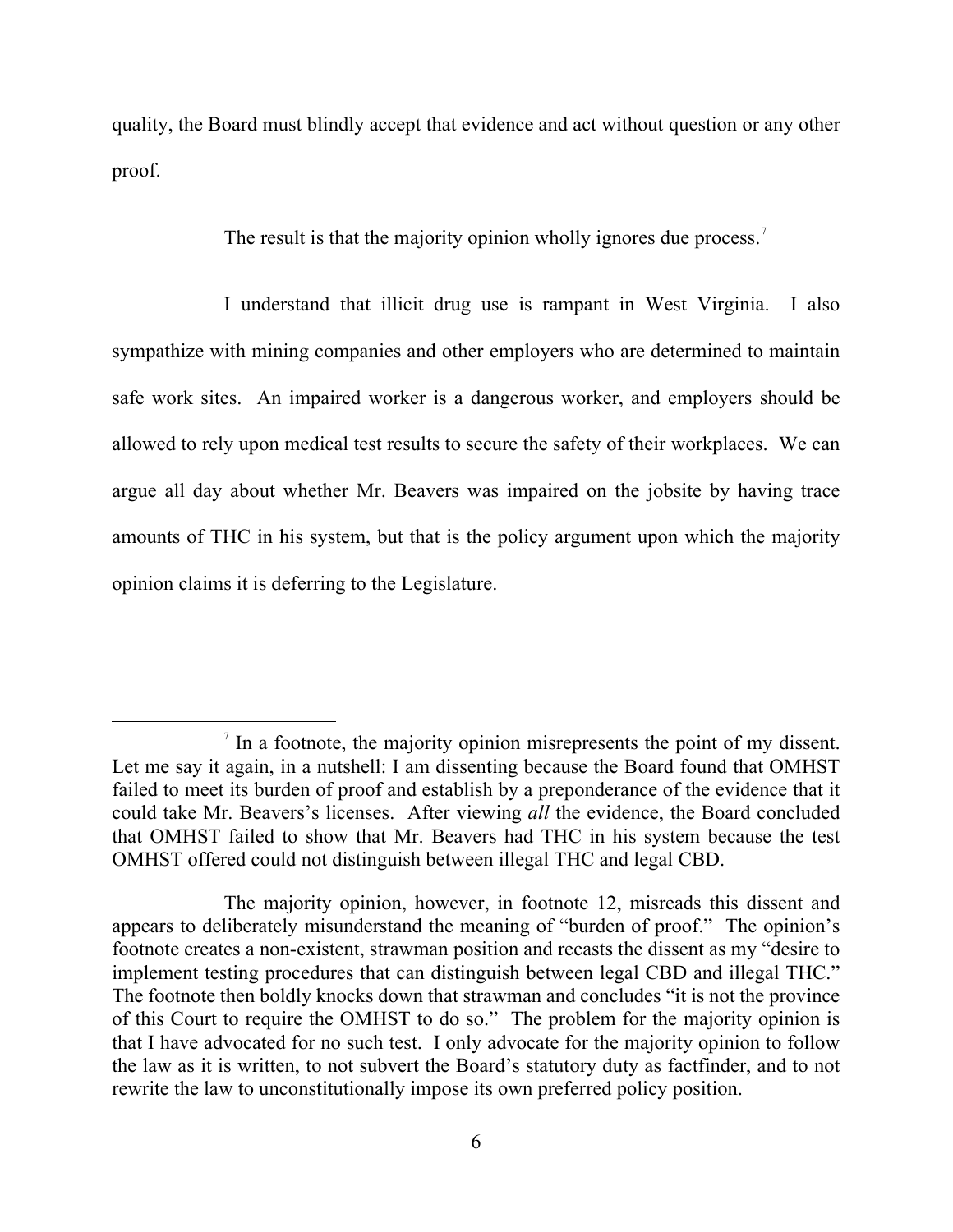quality, the Board must blindly accept that evidence and act without question or any other proof.

The result is that the majority opinion wholly ignores due process.[7]

I understand that illicit drug use is rampant in West Virginia. I also sympathize with mining companies and other employers who are determined to maintain safe work sites. An impaired worker is a dangerous worker, and employers should be allowed to rely upon medical test results to secure the safety of their workplaces. We can argue all day about whether Mr. Beavers was impaired on the jobsite by having trace amounts of THC in his system, but that is the policy argument upon which the majority opinion claims it is deferring to the Legislature.

---

[7] In a footnote, the majority opinion misrepresents the point of my dissent. Let me say it again, in a nutshell: I am dissenting because the Board found that OMHST failed to meet its burden of proof and establish by a preponderance of the evidence that it could take Mr. Beavers's licenses. After viewing *all* the evidence, the Board concluded that OMHST failed to show that Mr. Beavers had THC in his system because the test OMHST offered could not distinguish between illegal THC and legal CBD.

The majority opinion, however, in footnote 12, misreads this dissent and appears to deliberately misunderstand the meaning of "burden of proof." The opinion's footnote creates a non-existent, strawman position and recasts the dissent as my "desire to implement testing procedures that can distinguish between legal CBD and illegal THC." The footnote then boldly knocks down that strawman and concludes "it is not the province of this Court to require the OMHST to do so." The problem for the majority opinion is that I have advocated for no such test. I only advocate for the majority opinion to follow the law as it is written, to not subvert the Board's statutory duty as factfinder, and to not rewrite the law to unconstitutionally impose its own preferred policy position.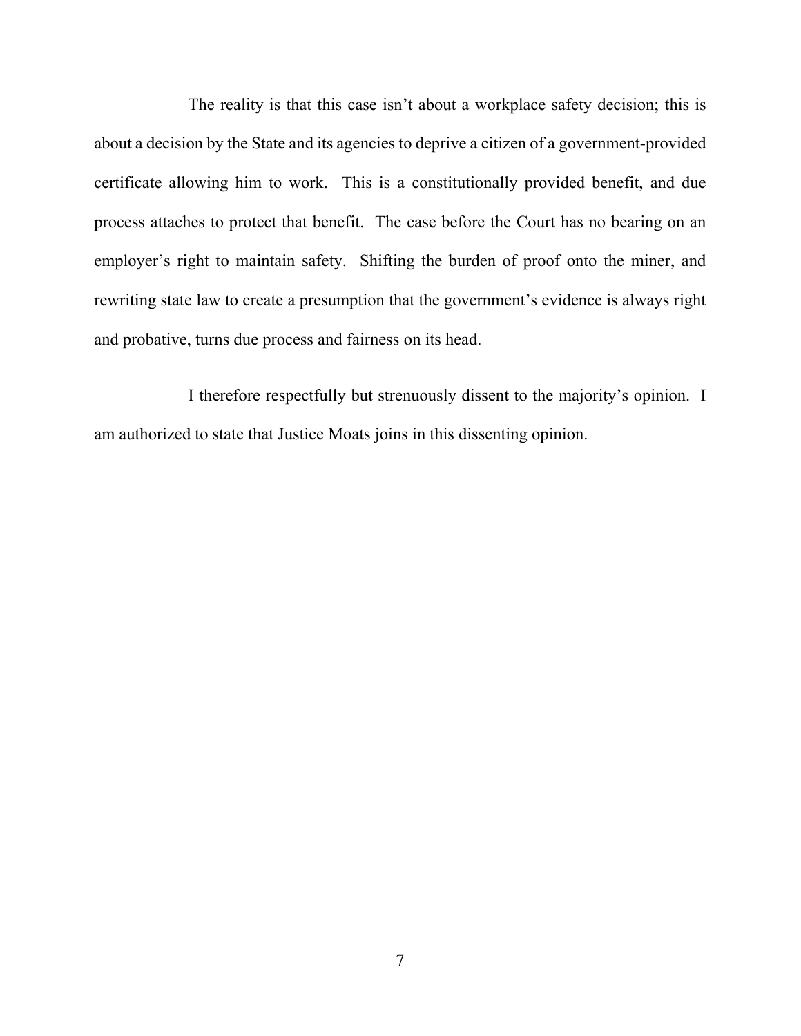The reality is that this case isn't about a workplace safety decision; this is about a decision by the State and its agencies to deprive a citizen of a government-provided certificate allowing him to work. This is a constitutionally provided benefit, and due process attaches to protect that benefit. The case before the Court has no bearing on an employer's right to maintain safety. Shifting the burden of proof onto the miner, and rewriting state law to create a presumption that the government's evidence is always right and probative, turns due process and fairness on its head.

I therefore respectfully but strenuously dissent to the majority's opinion. I am authorized to state that Justice Moats joins in this dissenting opinion.